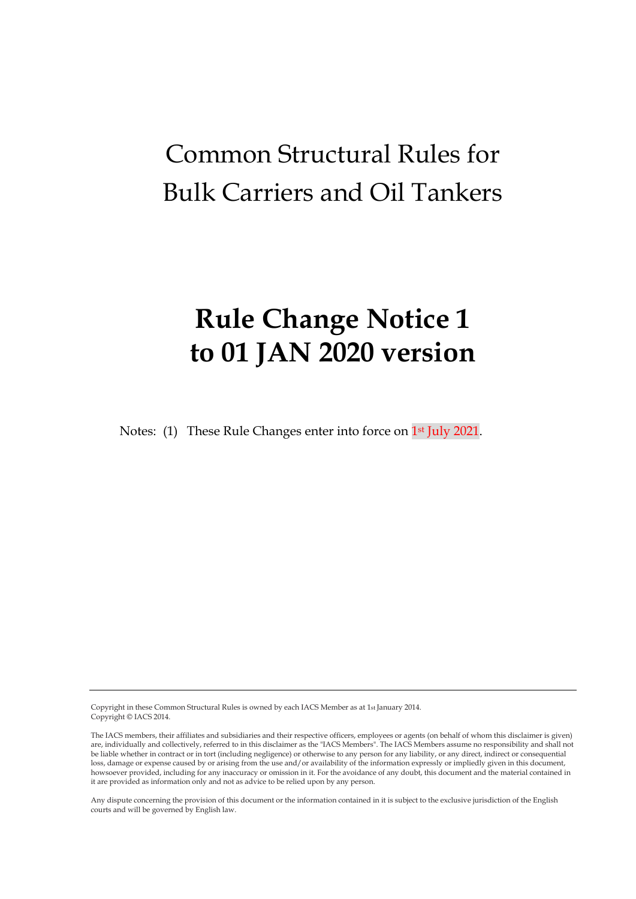# Common Structural Rules for Bulk Carriers and Oil Tankers

# **Rule Change Notice 1 to 01 JAN 2020 version**

Notes: (1) These Rule Changes enter into force on 1st July 2021.

---

Copyright in these Common Structural Rules is owned by each IACS Member as at 1st January 2014.
Copyright © IACS 2014.

The IACS members, their affiliates and subsidiaries and their respective officers, employees or agents (on behalf of whom this disclaimer is given) are, individually and collectively, referred to in this disclaimer as the "IACS Members". The IACS Members assume no responsibility and shall not be liable whether in contract or in tort (including negligence) or otherwise to any person for any liability, or any direct, indirect or consequential loss, damage or expense caused by or arising from the use and/or availability of the information expressly or impliedly given in this document, howsoever provided, including for any inaccuracy or omission in it. For the avoidance of any doubt, this document and the material contained in it are provided as information only and not as advice to be relied upon by any person.

Any dispute concerning the provision of this document or the information contained in it is subject to the exclusive jurisdiction of the English courts and will be governed by English law.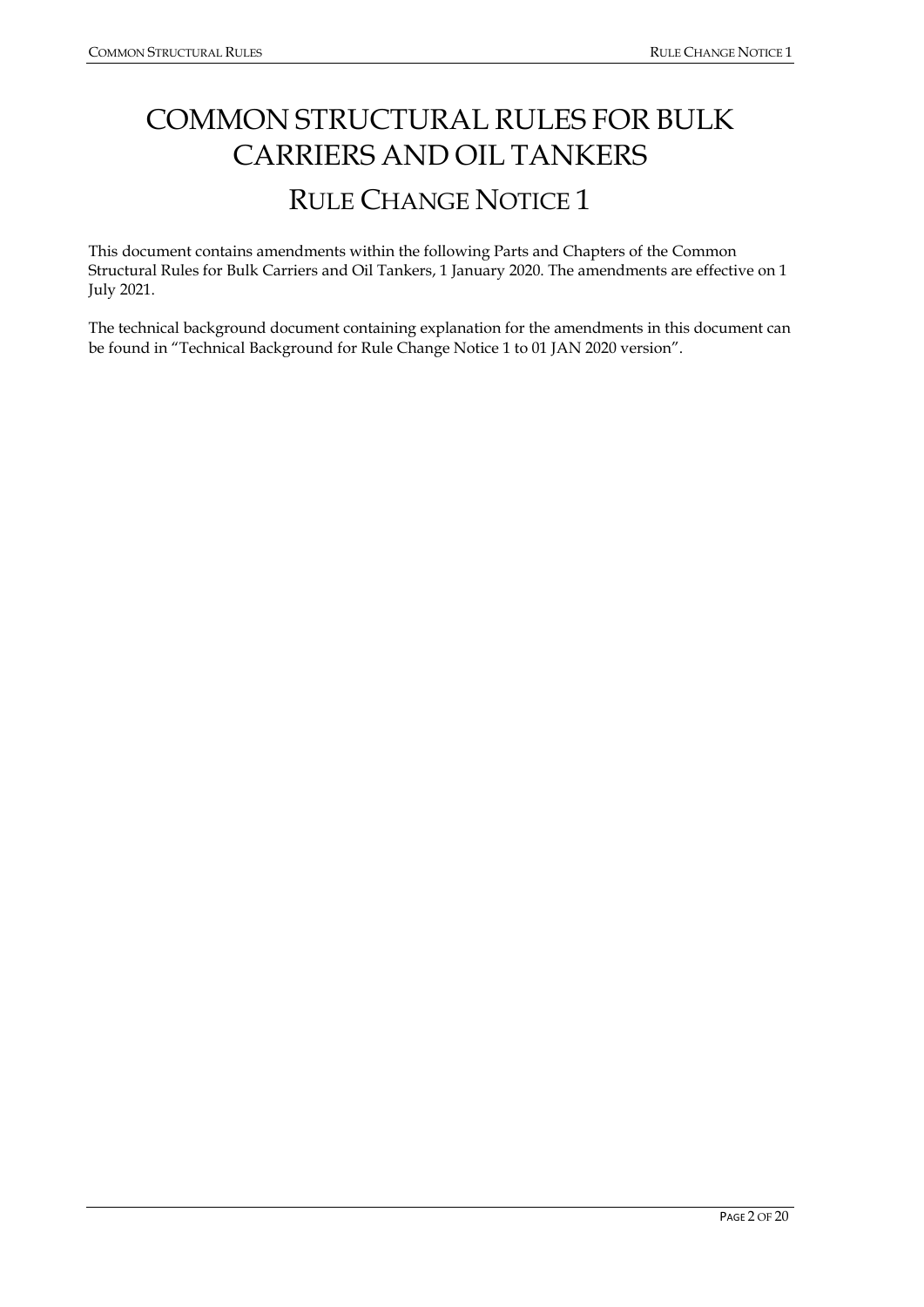# COMMON STRUCTURAL RULES FOR BULK CARRIERS AND OIL TANKERS

## RULE CHANGE NOTICE 1

This document contains amendments within the following Parts and Chapters of the Common Structural Rules for Bulk Carriers and Oil Tankers, 1 January 2020. The amendments are effective on 1 July 2021.

The technical background document containing explanation for the amendments in this document can be found in "Technical Background for Rule Change Notice 1 to 01 JAN 2020 version".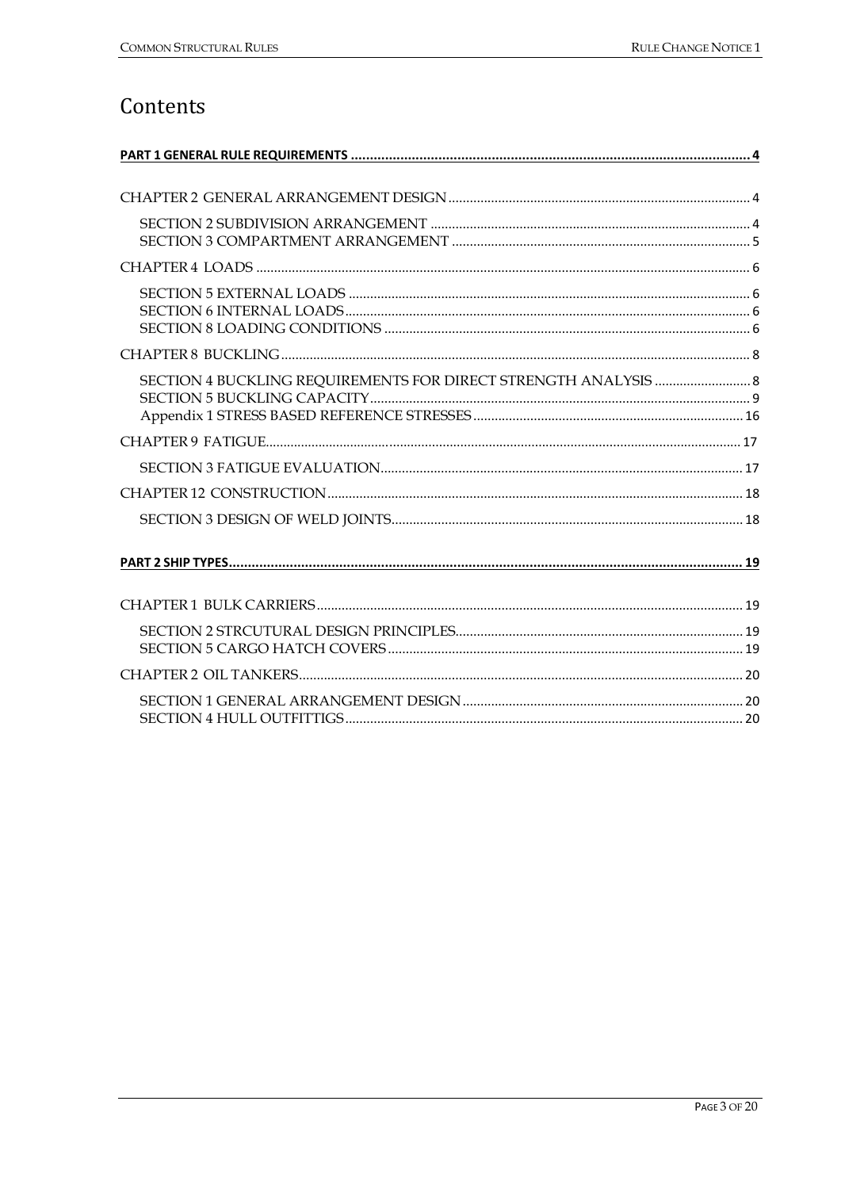# Contents

**PART 1 GENERAL RULE REQUIREMENTS ........................................................................................................ 4**

CHAPTER 2 GENERAL ARRANGEMENT DESIGN .................................................................................... 4

- SECTION 2 SUBDIVISION ARRANGEMENT .......................................................................................... 4
- SECTION 3 COMPARTMENT ARRANGEMENT .................................................................................... 5

CHAPTER 4 LOADS ......................................................................................................................................... 6

- SECTION 5 EXTERNAL LOADS ................................................................................................................ 6
- SECTION 6 INTERNAL LOADS ................................................................................................................. 6
- SECTION 8 LOADING CONDITIONS ...................................................................................................... 6

CHAPTER 8 BUCKLING .................................................................................................................................. 8

- SECTION 4 BUCKLING REQUIREMENTS FOR DIRECT STRENGTH ANALYSIS ........................... 8
- SECTION 5 BUCKLING CAPACITY ........................................................................................................... 9
- Appendix 1 STRESS BASED REFERENCE STRESSES ............................................................................ 16

CHAPTER 9 FATIGUE ..................................................................................................................................... 17

- SECTION 3 FATIGUE EVALUATION ...................................................................................................... 17

CHAPTER 12 CONSTRUCTION .................................................................................................................... 18

- SECTION 3 DESIGN OF WELD JOINTS .................................................................................................. 18

**PART 2 SHIP TYPES ........................................................................................................................................ 19**

CHAPTER 1 BULK CARRIERS ....................................................................................................................... 19

- SECTION 2 STRCUTURAL DESIGN PRINCIPLES ................................................................................. 19
- SECTION 5 CARGO HATCH COVERS .................................................................................................... 19

CHAPTER 2 OIL TANKERS ............................................................................................................................ 20

- SECTION 1 GENERAL ARRANGEMENT DESIGN ............................................................................... 20
- SECTION 4 HULL OUTFITTIGS ............................................................................................................... 20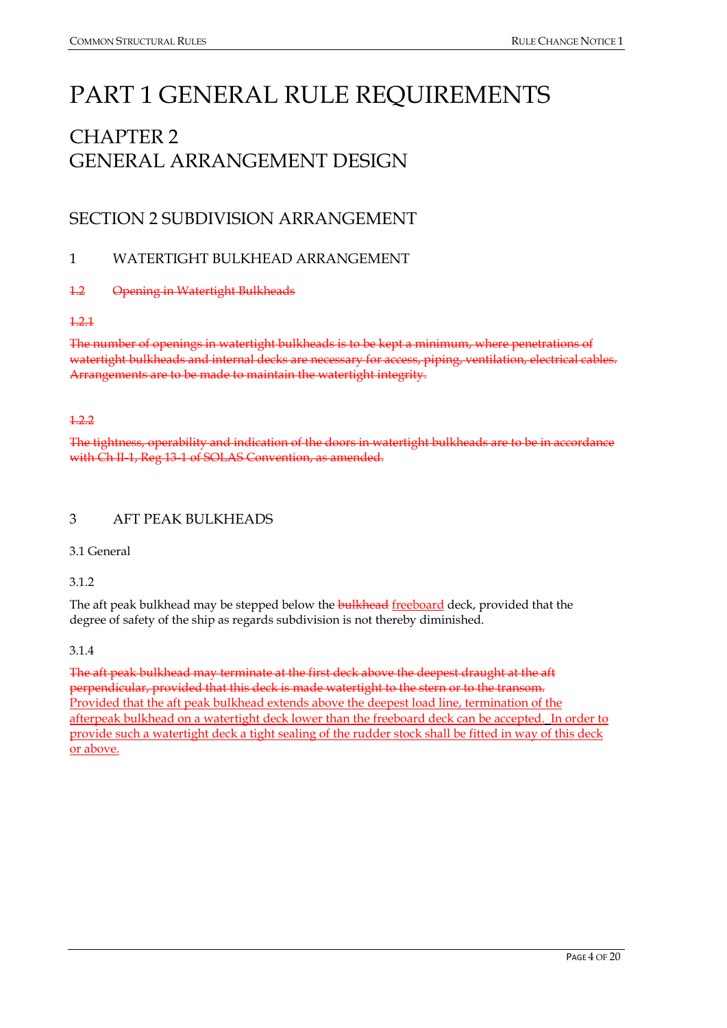# PART 1 GENERAL RULE REQUIREMENTS

## CHAPTER 2
## GENERAL ARRANGEMENT DESIGN

### SECTION 2 SUBDIVISION ARRANGEMENT

#### 1 WATERTIGHT BULKHEAD ARRANGEMENT

~~1.2 Opening in Watertight Bulkheads~~

~~1.2.1~~

~~The number of openings in watertight bulkheads is to be kept a minimum, where penetrations of watertight bulkheads and internal decks are necessary for access, piping, ventilation, electrical cables. Arrangements are to be made to maintain the watertight integrity.~~

~~1.2.2~~

~~The tightness, operability and indication of the doors in watertight bulkheads are to be in accordance with Ch II-1, Reg 13-1 of SOLAS Convention, as amended.~~

#### 3 AFT PEAK BULKHEADS

3.1 General

3.1.2

The aft peak bulkhead may be stepped below the ~~bulkhead~~ <u>freeboard</u> deck, provided that the degree of safety of the ship as regards subdivision is not thereby diminished.

3.1.4

~~The aft peak bulkhead may terminate at the first deck above the deepest draught at the aft perpendicular, provided that this deck is made watertight to the stern or to the transom.~~
<u>Provided that the aft peak bulkhead extends above the deepest load line, termination of the afterpeak bulkhead on a watertight deck lower than the freeboard deck can be accepted. In order to provide such a watertight deck a tight sealing of the rudder stock shall be fitted in way of this deck or above.</u>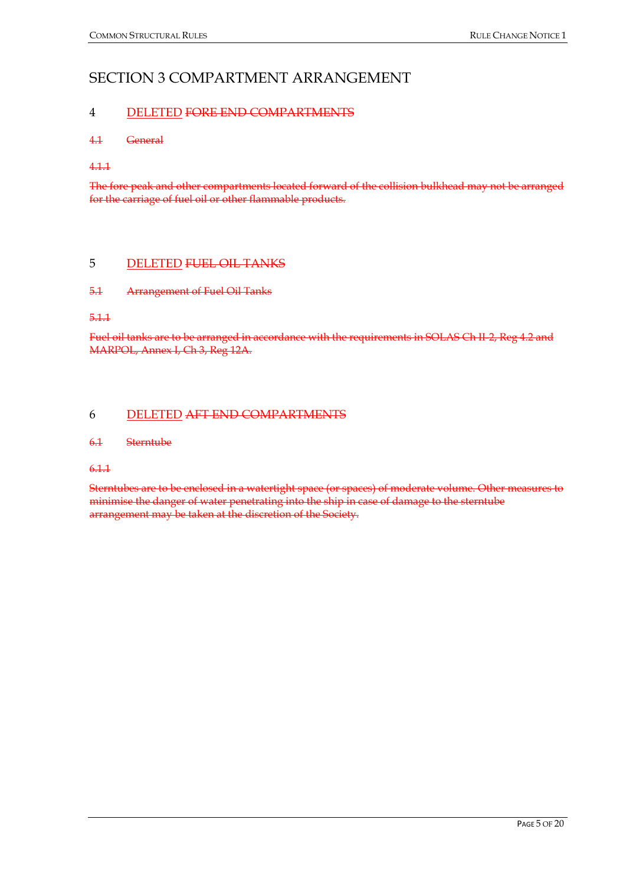# SECTION 3 COMPARTMENT ARRANGEMENT

## 4 DELETED ~~FORE END COMPARTMENTS~~

### ~~4.1 General~~

~~4.1.1~~

~~The fore peak and other compartments located forward of the collision bulkhead may not be arranged for the carriage of fuel oil or other flammable products.~~

## 5 DELETED ~~FUEL OIL TANKS~~

### ~~5.1 Arrangement of Fuel Oil Tanks~~

~~5.1.1~~

~~Fuel oil tanks are to be arranged in accordance with the requirements in SOLAS Ch II-2, Reg 4.2 and MARPOL, Annex I, Ch 3, Reg 12A.~~

## 6 DELETED ~~AFT END COMPARTMENTS~~

### ~~6.1 Sterntube~~

~~6.1.1~~

~~Sterntubes are to be enclosed in a watertight space (or spaces) of moderate volume. Other measures to minimise the danger of water penetrating into the ship in case of damage to the sterntube arrangement may be taken at the discretion of the Society.~~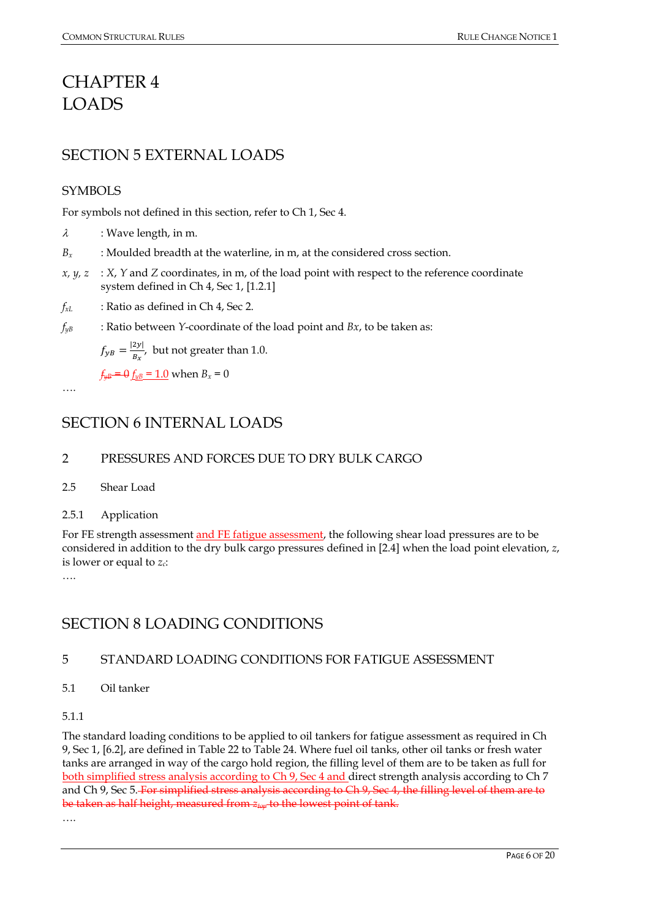# CHAPTER 4 LOADS

## SECTION 5 EXTERNAL LOADS

### SYMBOLS

For symbols not defined in this section, refer to Ch 1, Sec 4.

$\lambda$ : Wave length, in m.

$B_x$ : Moulded breadth at the waterline, in m, at the considered cross section.

$x$, $y$, $z$ : $X$, $Y$ and $Z$ coordinates, in m, of the load point with respect to the reference coordinate system defined in Ch 4, Sec 1, [1.2.1]

$f_{xL}$ : Ratio as defined in Ch 4, Sec 2.

$f_{yB}$ : Ratio between $Y$-coordinate of the load point and $Bx$, to be taken as:

$f_{yB} = \frac{|2y|}{B_x}$, but not greater than 1.0.

~~$f_{yB} = 0$~~ $f_{yB} = 1.0$ when $B_x = 0$

….

## SECTION 6 INTERNAL LOADS

### 2 PRESSURES AND FORCES DUE TO DRY BULK CARGO

#### 2.5 Shear Load

##### 2.5.1 Application

For FE strength assessment and FE fatigue assessment, the following shear load pressures are to be considered in addition to the dry bulk cargo pressures defined in [2.4] when the load point elevation, $z$, is lower or equal to $z_c$:

….

## SECTION 8 LOADING CONDITIONS

### 5 STANDARD LOADING CONDITIONS FOR FATIGUE ASSESSMENT

#### 5.1 Oil tanker

##### 5.1.1

The standard loading conditions to be applied to oil tankers for fatigue assessment as required in Ch 9, Sec 1, [6.2], are defined in Table 22 to Table 24. Where fuel oil tanks, other oil tanks or fresh water tanks are arranged in way of the cargo hold region, the filling level of them are to be taken as full for both simplified stress analysis according to Ch 9, Sec 4 and direct strength analysis according to Ch 7 and Ch 9, Sec 5. ~~For simplified stress analysis according to Ch 9, Sec 4, the filling level of them are to be taken as half height, measured from $z_{top}$ to the lowest point of tank.~~

….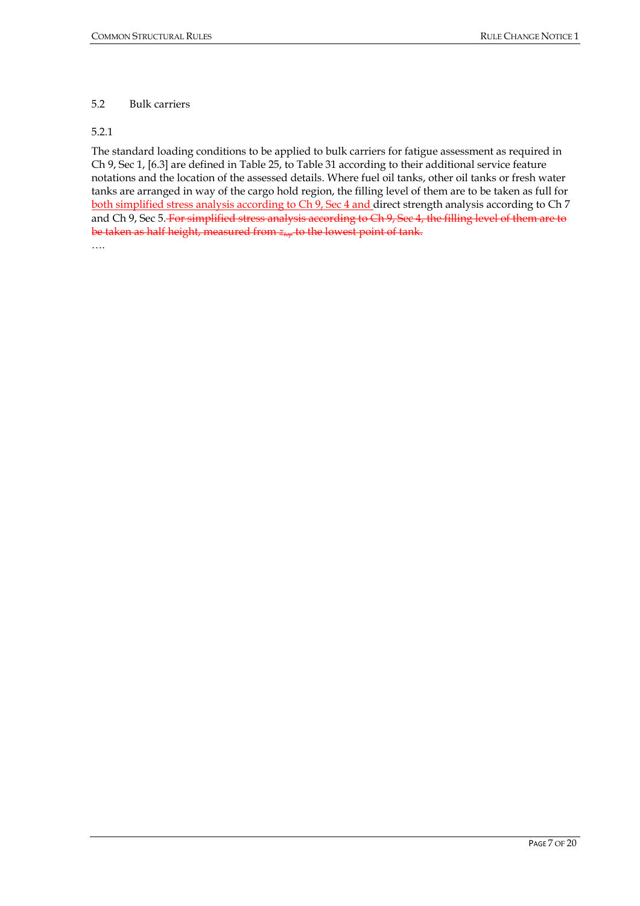### 5.2 Bulk carriers

5.2.1

The standard loading conditions to be applied to bulk carriers for fatigue assessment as required in Ch 9, Sec 1, [6.3] are defined in Table 25, to Table 31 according to their additional service feature notations and the location of the assessed details. Where fuel oil tanks, other oil tanks or fresh water tanks are arranged in way of the cargo hold region, the filling level of them are to be taken as full for <u>both simplified stress analysis according to Ch 9, Sec 4 and </u>direct strength analysis according to Ch 7 and Ch 9, Sec 5. ~~For simplified stress analysis according to Ch 9, Sec 4, the filling level of them are to be taken as half height, measured from $z_{top}$ to the lowest point of tank.~~

….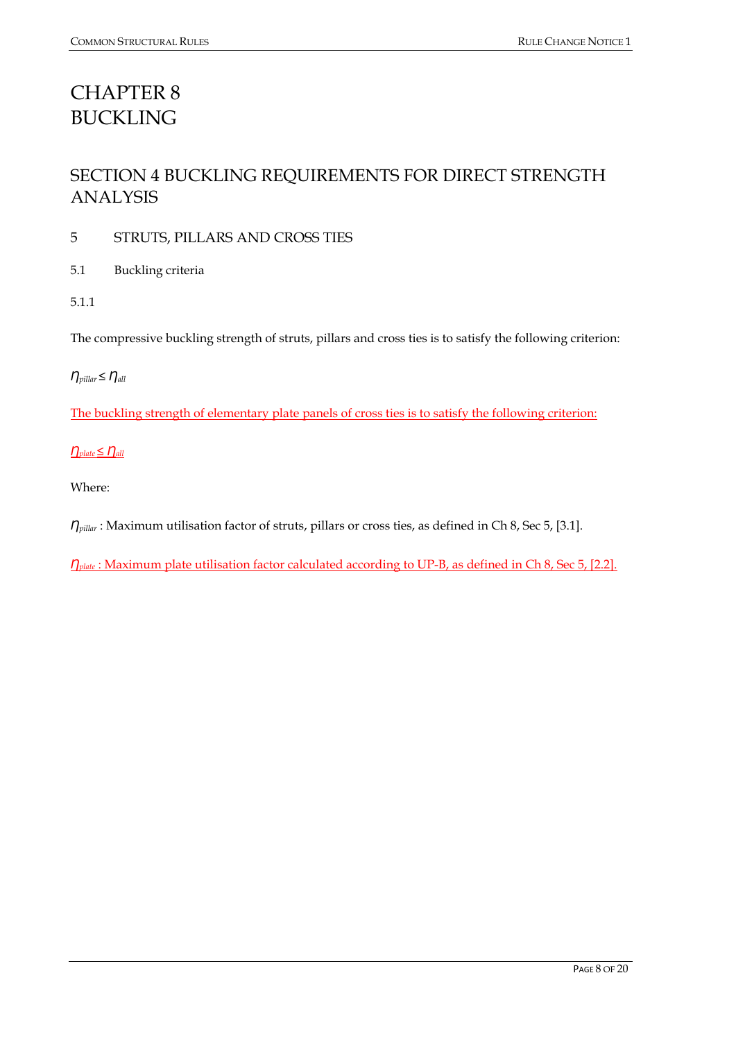# CHAPTER 8
# BUCKLING

## SECTION 4 BUCKLING REQUIREMENTS FOR DIRECT STRENGTH ANALYSIS

### 5 STRUTS, PILLARS AND CROSS TIES

#### 5.1 Buckling criteria

5.1.1

The compressive buckling strength of struts, pillars and cross ties is to satisfy the following criterion:

$\eta_{pillar} \leq \eta_{all}$

The buckling strength of elementary plate panels of cross ties is to satisfy the following criterion:

$\eta_{plate} \leq \eta_{all}$

Where:

$\eta_{pillar}$ : Maximum utilisation factor of struts, pillars or cross ties, as defined in Ch 8, Sec 5, [3.1].

$\eta_{plate}$ : Maximum plate utilisation factor calculated according to UP-B, as defined in Ch 8, Sec 5, [2.2].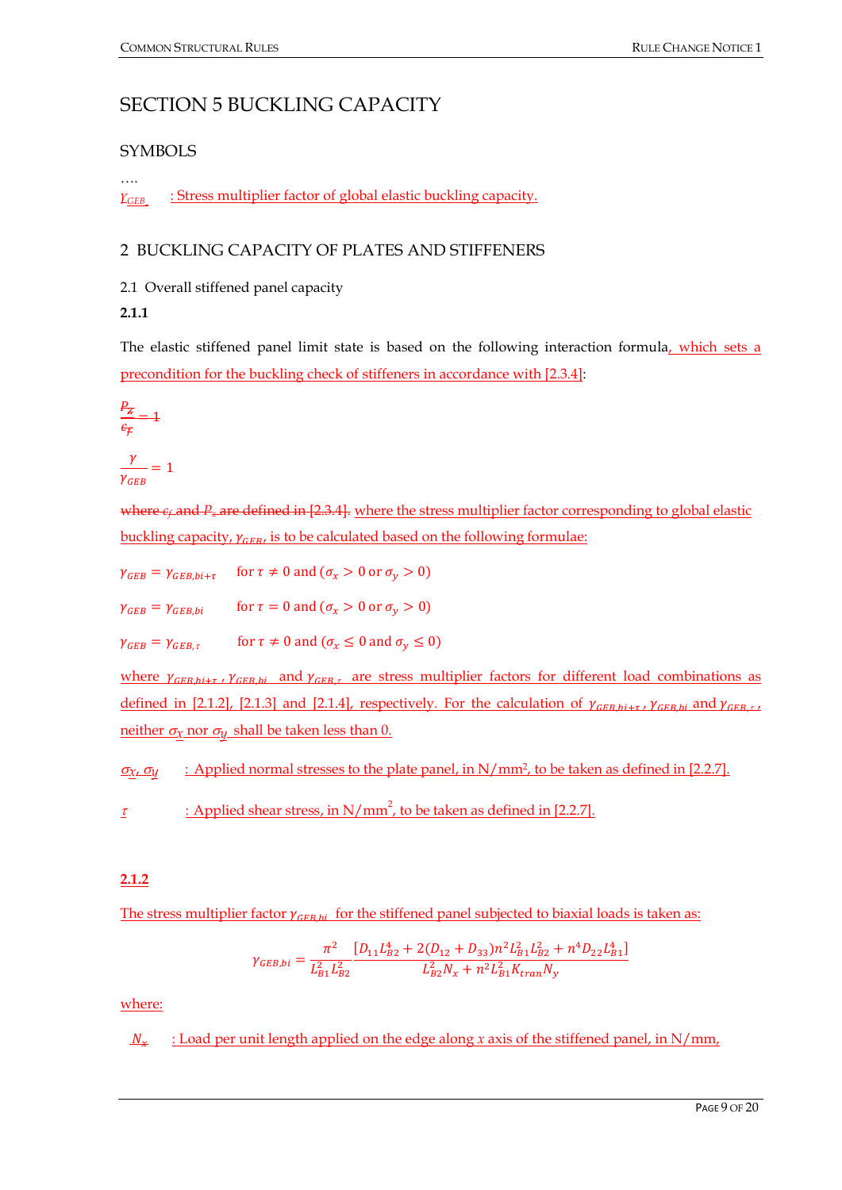# SECTION 5 BUCKLING CAPACITY

## SYMBOLS

….

$\gamma_{GEB}$ : Stress multiplier factor of global elastic buckling capacity.

## 2 BUCKLING CAPACITY OF PLATES AND STIFFENERS

### 2.1 Overall stiffened panel capacity

**2.1.1**

The elastic stiffened panel limit state is based on the following interaction formula, which sets a precondition for the buckling check of stiffeners in accordance with [2.3.4]:

$$\frac{P_z}{c_f} = 1$$

$$\frac{\gamma}{\gamma_{GEB}} = 1$$

where $c_f$ and $P_z$ are defined in [2.3.4]. where the stress multiplier factor corresponding to global elastic buckling capacity, $\gamma_{GEB}$, is to be calculated based on the following formulae:

$\gamma_{GEB} = \gamma_{GEB,bi+\tau}$ for $\tau \neq 0$ and ($\sigma_x > 0$ or $\sigma_y > 0$)

$\gamma_{GEB} = \gamma_{GEB,bi}$ for $\tau = 0$ and ($\sigma_x > 0$ or $\sigma_y > 0$)

$\gamma_{GEB} = \gamma_{GEB,\tau}$ for $\tau \neq 0$ and ($\sigma_x \leq 0$ and $\sigma_y \leq 0$)

where $\gamma_{GEB,bi+\tau}$, $\gamma_{GEB,bi}$ and $\gamma_{GEB,\tau}$ are stress multiplier factors for different load combinations as defined in [2.1.2], [2.1.3] and [2.1.4], respectively. For the calculation of $\gamma_{GEB,bi+\tau}$, $\gamma_{GEB,bi}$ and $\gamma_{GEB,\tau}$, neither $\sigma_x$ nor $\sigma_y$ shall be taken less than 0.

$\sigma_x$, $\sigma_y$ : Applied normal stresses to the plate panel, in N/mm², to be taken as defined in [2.2.7].

$\tau$ : Applied shear stress, in N/mm², to be taken as defined in [2.2.7].

**2.1.2**

The stress multiplier factor $\gamma_{GEB,bi}$ for the stiffened panel subjected to biaxial loads is taken as:

$$\gamma_{GEB,bi} = \frac{\pi^2}{L_{B1}^2 L_{B2}^2} \frac{\left[D_{11} L_{B2}^4 + 2(D_{12} + D_{33}) n^2 L_{B1}^2 L_{B2}^2 + n^4 D_{22} L_{B1}^4\right]}{L_{B2}^2 N_x + n^2 L_{B1}^2 K_{tran} N_y}$$

where:

$N_x$ : Load per unit length applied on the edge along $x$ axis of the stiffened panel, in N/mm,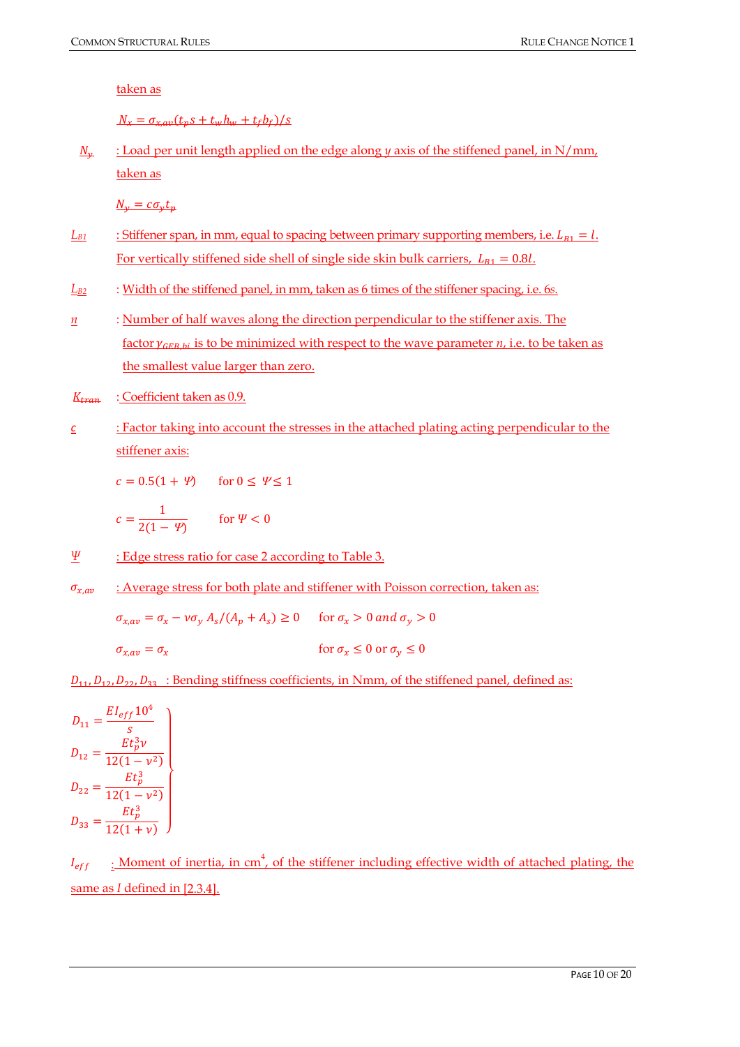taken as

$$N_x = \sigma_{x,av}(t_p s + t_w h_w + t_f b_f)/s$$

$N_y$ : Load per unit length applied on the edge along $y$ axis of the stiffened panel, in N/mm, taken as

$$N_y = c\sigma_y t_p$$

$L_{B1}$ : Stiffener span, in mm, equal to spacing between primary supporting members, i.e. $L_{B1} = l$. For vertically stiffened side shell of single side skin bulk carriers, $L_{B1} = 0.8l$.

$L_{B2}$ : Width of the stiffened panel, in mm, taken as 6 times of the stiffener spacing, i.e. $6s$.

$n$ : Number of half waves along the direction perpendicular to the stiffener axis. The factor $\gamma_{GEB,bi}$ is to be minimized with respect to the wave parameter $n$, i.e. to be taken as the smallest value larger than zero.

$K_{tran}$ : Coefficient taken as 0.9.

$c$ : Factor taking into account the stresses in the attached plating acting perpendicular to the stiffener axis:

$$c = 0.5(1+\Psi) \qquad \text{for } 0 \le \Psi \le 1$$

$$c = \frac{1}{2(1-\Psi)} \qquad \text{for } \Psi < 0$$

$\Psi$ : Edge stress ratio for case 2 according to Table 3.

$\sigma_{x,av}$ : Average stress for both plate and stiffener with Poisson correction, taken as:

$$\sigma_{x,av} = \sigma_x - \nu\sigma_y A_s/(A_p + A_s) \ge 0 \qquad \text{for } \sigma_x > 0 \text{ and } \sigma_y > 0$$

$$\sigma_{x,av} = \sigma_x \qquad \text{for } \sigma_x \le 0 \text{ or } \sigma_y \le 0$$

$D_{11}, D_{12}, D_{22}, D_{33}$ : Bending stiffness coefficients, in Nmm, of the stiffened panel, defined as:

$$\left.\begin{aligned} D_{11} &= \frac{EI_{eff}10^4}{s} \\ D_{12} &= \frac{Et_p^3\nu}{12(1-\nu^2)} \\ D_{22} &= \frac{Et_p^3}{12(1-\nu^2)} \\ D_{33} &= \frac{Et_p^3}{12(1+\nu)} \end{aligned}\right\}$$

$I_{eff}$ : Moment of inertia, in cm$^4$, of the stiffener including effective width of attached plating, the same as $I$ defined in [2.3.4].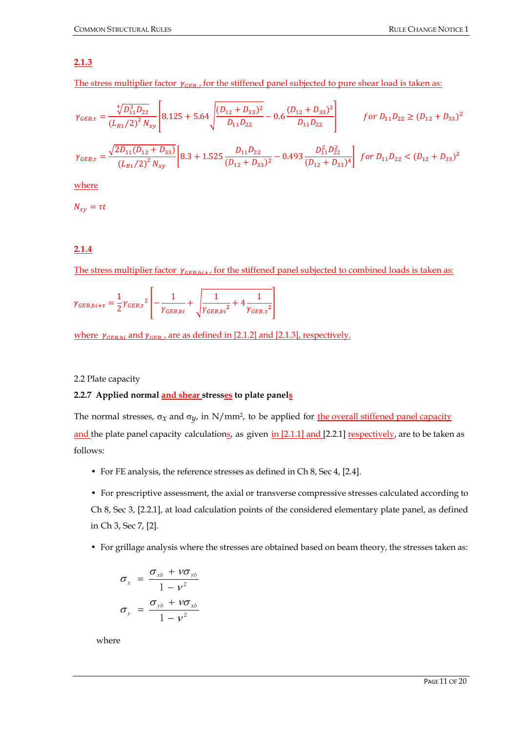**2.1.3**

The stress multiplier factor $\gamma_{GEB,\tau}$ for the stiffened panel subjected to pure shear load is taken as:

$$\gamma_{GEB,\tau} = \frac{\sqrt[4]{D_{11}^3 D_{22}}}{(L_{B1}/2)^2 N_{xy}} \left[ 8.125 + 5.64 \sqrt{\frac{(D_{12}+D_{33})^2}{D_{11}D_{22}}} - 0.6 \frac{(D_{12}+D_{33})^2}{D_{11}D_{22}} \right] \qquad for\ D_{11}D_{22} \geq (D_{12}+D_{33})^2$$

$$\gamma_{GEB,\tau} = \frac{\sqrt{2D_{11}(D_{12}+D_{33})}}{(L_{B1}/2)^2 N_{xy}} \left[ 8.3 + 1.525 \frac{D_{11}D_{22}}{(D_{12}+D_{33})^2} - 0.493 \frac{D_{11}^2 D_{22}^2}{(D_{12}+D_{33})^4} \right] \quad for\ D_{11}D_{22} < (D_{12}+D_{33})^2$$

where

$N_{xy} = \tau t$

**2.1.4**

The stress multiplier factor $\gamma_{GEB,bi+\tau}$ for the stiffened panel subjected to combined loads is taken as:

$$\gamma_{GEB,bi+\tau} = \frac{1}{2}\gamma_{GEB,\tau}^{\ 2} \left[ -\frac{1}{\gamma_{GEB,bi}} + \sqrt{\frac{1}{\gamma_{GEB,bi}^{\ 2}} + 4\frac{1}{\gamma_{GEB,\tau}^{\ 2}}} \right]$$

where $\gamma_{GEB,bi}$ and $\gamma_{GEB,\tau}$ are as defined in [2.1.2] and [2.1.3], respectively.

2.2 Plate capacity

**2.2.7 Applied normal and shear stresses to plate panels**

The normal stresses, $\sigma_x$ and $\sigma_y$, in N/mm², to be applied for the overall stiffened panel capacity and the plate panel capacity calculations, as given in [2.1.1] and [2.2.1] respectively, are to be taken as follows:

- For FE analysis, the reference stresses as defined in Ch 8, Sec 4, [2.4].
- For prescriptive assessment, the axial or transverse compressive stresses calculated according to Ch 8, Sec 3, [2.2.1], at load calculation points of the considered elementary plate panel, as defined in Ch 3, Sec 7, [2].
- For grillage analysis where the stresses are obtained based on beam theory, the stresses taken as:

$$\sigma_x = \frac{\sigma_{xb} + \nu\sigma_{yb}}{1-\nu^2}$$

$$\sigma_y = \frac{\sigma_{yb} + \nu\sigma_{xb}}{1-\nu^2}$$

where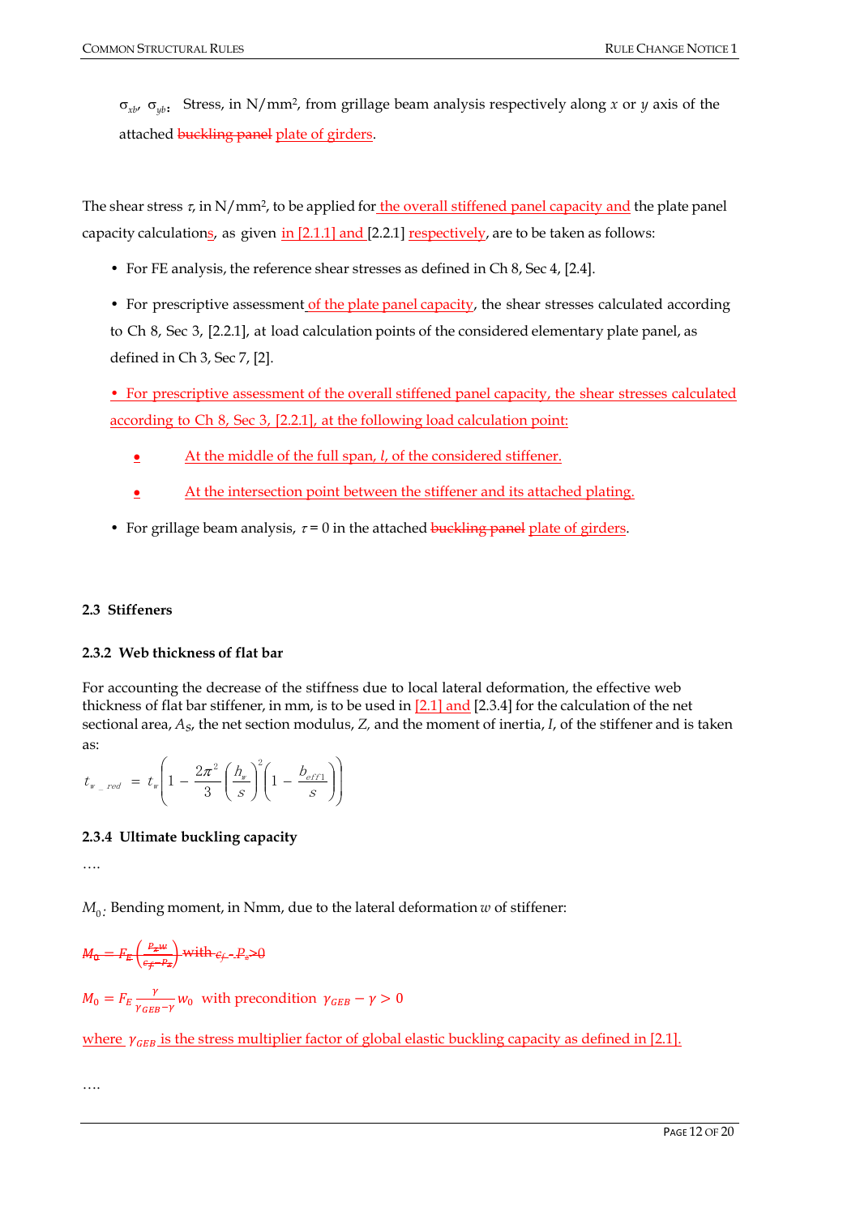$\sigma_{xb}$, $\sigma_{yb}$: Stress, in N/mm², from grillage beam analysis respectively along $x$ or $y$ axis of the attached ~~buckling panel~~ plate of girders.

The shear stress $\tau$, in N/mm², to be applied for the overall stiffened panel capacity and the plate panel capacity calculations, as given in [2.1.1] and [2.2.1] respectively, are to be taken as follows:

- For FE analysis, the reference shear stresses as defined in Ch 8, Sec 4, [2.4].
- For prescriptive assessment of the plate panel capacity, the shear stresses calculated according to Ch 8, Sec 3, [2.2.1], at load calculation points of the considered elementary plate panel, as defined in Ch 3, Sec 7, [2].
- For prescriptive assessment of the overall stiffened panel capacity, the shear stresses calculated according to Ch 8, Sec 3, [2.2.1], at the following load calculation point:
  - At the middle of the full span, $l$, of the considered stiffener.
  - At the intersection point between the stiffener and its attached plating.
- For grillage beam analysis, $\tau = 0$ in the attached ~~buckling panel~~ plate of girders.

### 2.3 Stiffeners

#### 2.3.2 Web thickness of flat bar

For accounting the decrease of the stiffness due to local lateral deformation, the effective web thickness of flat bar stiffener, in mm, is to be used in [2.1] and [2.3.4] for the calculation of the net sectional area, $A_S$, the net section modulus, $Z$, and the moment of inertia, $I$, of the stiffener and is taken as:

$$t_{w\_red} = t_w \left(1 - \frac{2\pi^2}{3}\left(\frac{h_w}{s}\right)^2\left(1 - \frac{b_{eff1}}{s}\right)\right)$$

#### 2.3.4 Ultimate buckling capacity

….

$M_0$: Bending moment, in Nmm, due to the lateral deformation $w$ of stiffener:

~~$M_0 = F_E\left(\frac{P_z w}{c_f - P_z}\right)$ with $c_f - P_z > 0$~~

$$M_0 = F_E \frac{\gamma}{\gamma_{GEB} - \gamma} w_0 \quad \text{with precondition } \gamma_{GEB} - \gamma > 0$$

where $\gamma_{GEB}$ is the stress multiplier factor of global elastic buckling capacity as defined in [2.1].

….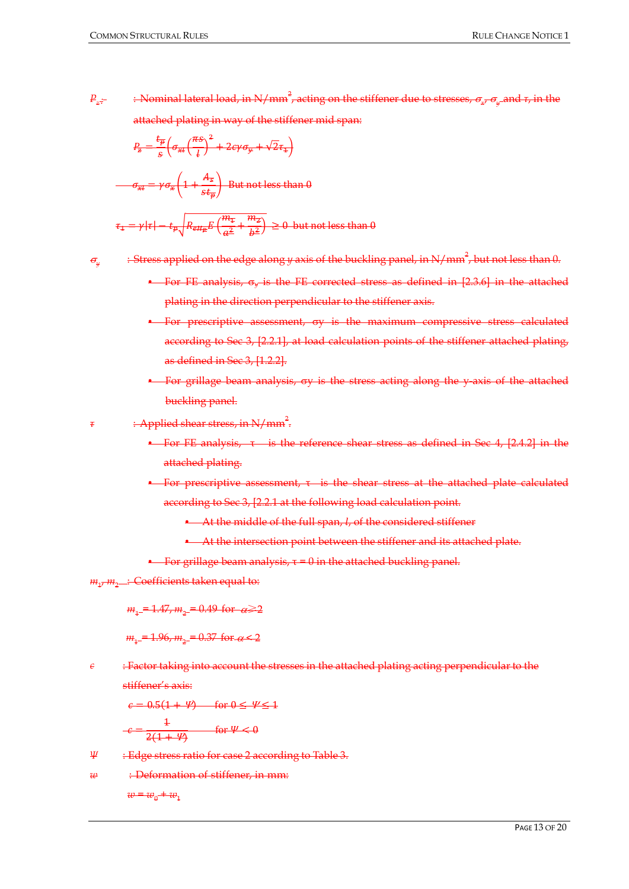~~$P_z$ : Nominal lateral load, in N/mm², acting on the stiffener due to stresses, $\sigma_x$, $\sigma_y$ and $\tau$, in the attached plating in way of the stiffener mid span:~~

$$P_z = \frac{t_p}{s}\left(\sigma_{xl}\left(\frac{\pi s}{l}\right)^2 + 2c\gamma\sigma_y + \sqrt{2}\tau_1\right)$$

$$\sigma_{xl} = \gamma\sigma_x\left(1 + \frac{A_s}{st_p}\right) \text{ But not less than 0}$$

$$\tau_1 = \gamma|\tau| - t_p\sqrt{R_{eH\_P}E\left(\frac{m_1}{a^2} + \frac{m_2}{b^2}\right)} \geq 0 \text{ but not less than 0}$$

~~$\sigma_y$ : Stress applied on the edge along $y$ axis of the buckling panel, in N/mm², but not less than 0.~~

- ~~For FE analysis, $\sigma_y$ is the FE corrected stress as defined in [2.3.6] in the attached plating in the direction perpendicular to the stiffener axis.~~
- ~~For prescriptive assessment, σy is the maximum compressive stress calculated according to Sec 3, [2.2.1], at load calculation points of the stiffener attached plating, as defined in Sec 3, [1.2.2].~~
- ~~For grillage beam analysis, σy is the stress acting along the y-axis of the attached buckling panel.~~

~~$\tau$ : Applied shear stress, in N/mm².~~

- ~~For FE analysis, τ is the reference shear stress as defined in Sec 4, [2.4.2] in the attached plating.~~
- ~~For prescriptive assessment, τ is the shear stress at the attached plate calculated according to Sec 3, [2.2.1 at the following load calculation point.~~
  - ~~At the middle of the full span, $l$, of the considered stiffener~~
  - ~~At the intersection point between the stiffener and its attached plate.~~
- ~~For grillage beam analysis, τ = 0 in the attached buckling panel.~~

~~$m_1$, $m_2$ : Coefficients taken equal to:~~

~~$m_1 = 1.47$, $m_2 = 0.49$ for $\alpha \geq 2$~~

~~$m_1 = 1.96$, $m_2 = 0.37$ for $\alpha < 2$~~

~~$c$ : Factor taking into account the stresses in the attached plating acting perpendicular to the stiffener's axis:~~

$$c = 0.5(1 + \Psi) \quad \text{for } 0 \leq \Psi \leq 1$$

$$c = \frac{1}{2(1 + \Psi)} \quad \text{for } \Psi < 0$$

~~$\Psi$ : Edge stress ratio for case 2 according to Table 3.~~

~~$w$ : Deformation of stiffener, in mm:~~

$$w = w_0 + w_1$$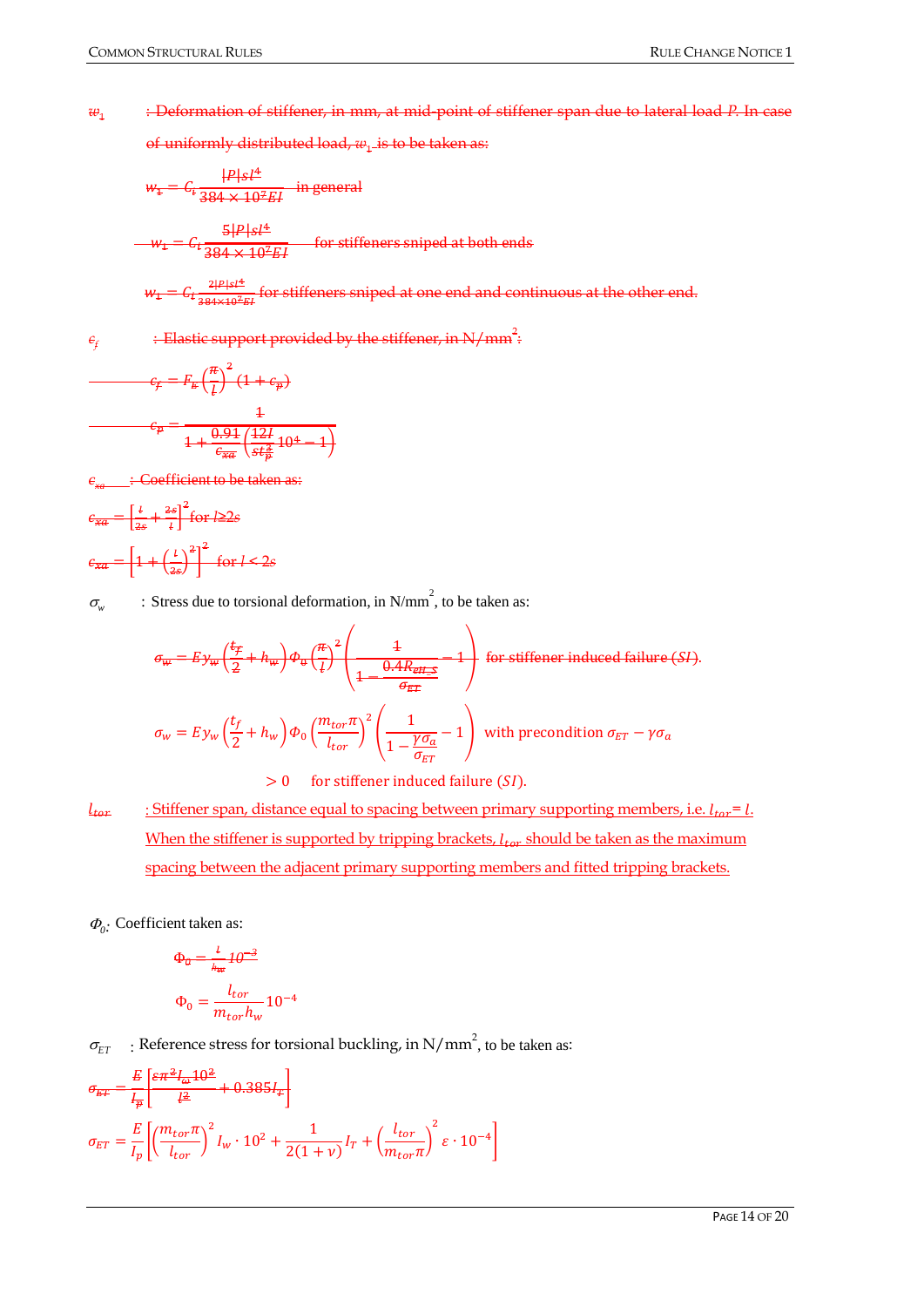~~$w_1$ : Deformation of stiffener, in mm, at mid-point of stiffener span due to lateral load $P$. In case of uniformly distributed load, $w_1$ is to be taken as:~~

~~$$w_1 = C_i \frac{|P| s l^4}{384 \times 10^7 EI} \quad \text{in general}$$~~

~~$$w_1 = C_i \frac{5|P| s l^4}{384 \times 10^7 EI} \quad \text{for stiffeners sniped at both ends}$$~~

~~$$w_1 = C_i \frac{2|P| s l^4}{384 \times 10^7 EI} \quad \text{for stiffeners sniped at one end and continuous at the other end.}$$~~

~~$c_f$ : Elastic support provided by the stiffener, in N/mm²:~~

~~$$c_f = F_E \left(\frac{\pi}{l}\right)^2 (1 + c_p)$$~~

~~$$c_p = \frac{1}{1 + \frac{0.91}{c_{xa}}\left(\frac{12I}{s t_p^3} 10^4 - 1\right)}$$~~

~~$c_{xa}$ : Coefficient to be taken as:~~

~~$$c_{xa} = \left[\frac{l}{2s} + \frac{2s}{l}\right]^2 \text{ for } l \geq 2s$$~~

~~$$c_{xa} = \left[1 + \left(\frac{l}{2s}\right)^2\right]^2 \text{ for } l < 2s$$~~

$\sigma_w$ : Stress due to torsional deformation, in N/mm², to be taken as:

~~$$\sigma_w = E y_w \left(\frac{t_f}{2} + h_w\right) \Phi_0 \left(\frac{\pi}{l}\right)^2 \left(\frac{1}{1 - \frac{0.4 R_{eH\_S}}{\sigma_{ET}}} - 1\right) \text{ for stiffener induced failure } (SI).$$~~

$$\sigma_w = E y_w \left(\frac{t_f}{2} + h_w\right) \Phi_0 \left(\frac{m_{tor}\pi}{l_{tor}}\right)^2 \left(\frac{1}{1 - \frac{\gamma \sigma_a}{\sigma_{ET}}} - 1\right) \text{ with precondition } \sigma_{ET} - \gamma\sigma_a$$

$$> 0 \quad \text{for stiffener induced failure } (SI).$$

$l_{tor}$ : Stiffener span, distance equal to spacing between primary supporting members, i.e. $l_{tor} = l$. When the stiffener is supported by tripping brackets, $l_{tor}$ should be taken as the maximum spacing between the adjacent primary supporting members and fitted tripping brackets.

$\Phi_0$: Coefficient taken as:

~~$$\Phi_0 = \frac{l}{h_w} 10^{-3}$$~~

$$\Phi_0 = \frac{l_{tor}}{m_{tor} h_w} 10^{-4}$$

$\sigma_{ET}$ : Reference stress for torsional buckling, in N/mm², to be taken as:

~~$$\sigma_{ET} = \frac{E}{I_P}\left[\frac{\varepsilon \pi^2 I_\omega 10^2}{l^2} + 0.385 I_T\right]$$~~

$$\sigma_{ET} = \frac{E}{I_p}\left[\left(\frac{m_{tor}\pi}{l_{tor}}\right)^2 I_w \cdot 10^2 + \frac{1}{2(1+\nu)} I_T + \left(\frac{l_{tor}}{m_{tor}\pi}\right)^2 \varepsilon \cdot 10^{-4}\right]$$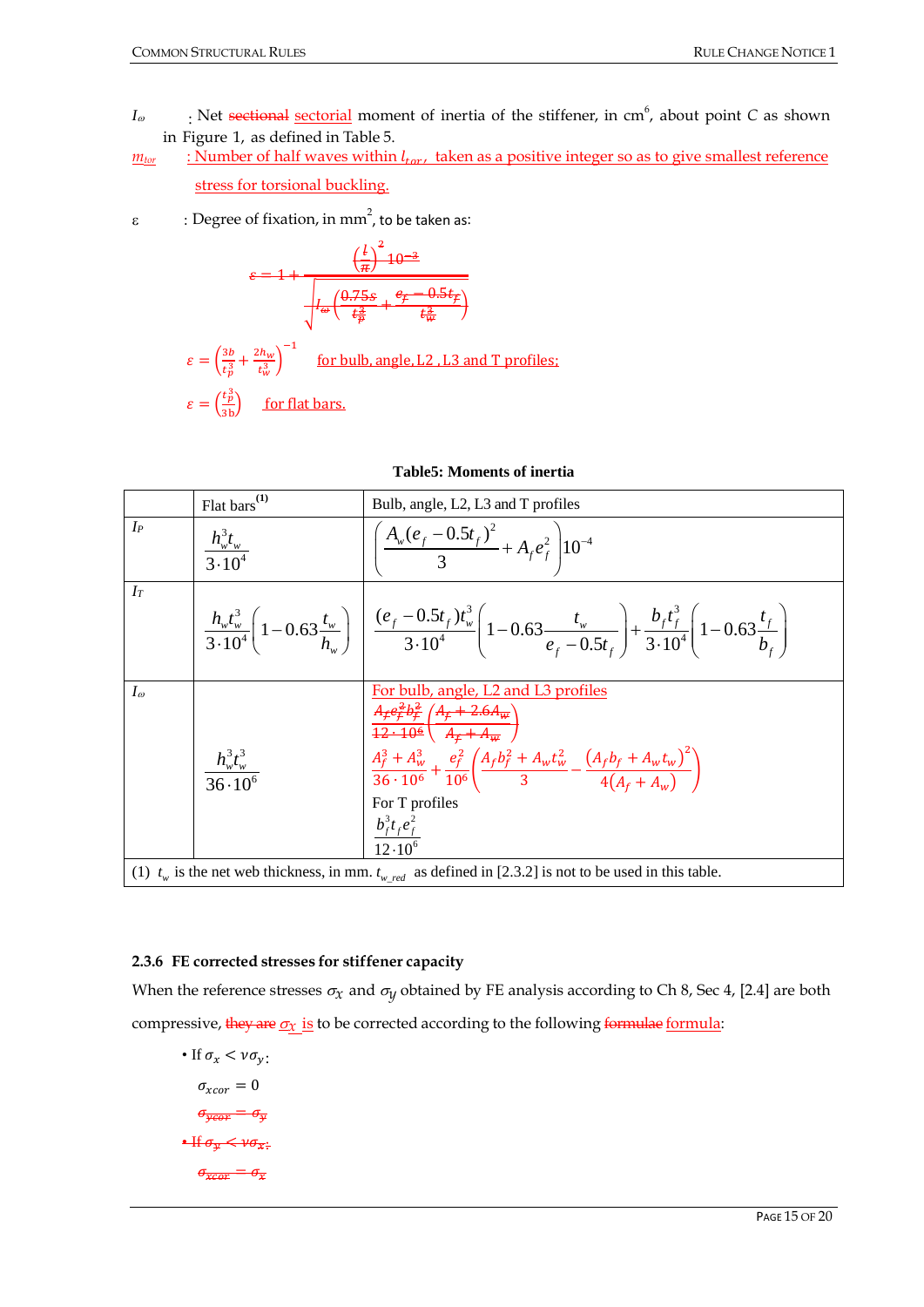$I_\omega$ : Net ~~sectional~~ sectorial moment of inertia of the stiffener, in cm$^6$, about point $C$ as shown in Figure 1, as defined in Table 5.

$m_{tor}$ : Number of half waves within $l_{tor}$, taken as a positive integer so as to give smallest reference stress for torsional buckling.

ε : Degree of fixation, in mm$^2$, to be taken as:

~~$$\varepsilon = 1 + \frac{\left(\frac{l}{\pi}\right)^2 10^{-3}}{\sqrt{I_\omega \left(\frac{0.75s}{t_p^3} + \frac{e_f - 0.5t_f}{t_w^3}\right)}}$$~~

$$\varepsilon = \left(\frac{3b}{t_p^3} + \frac{2h_w}{t_w^3}\right)^{-1}$$ for bulb, angle, L2 , L3 and T profiles;

$$\varepsilon = \left(\frac{t_p^3}{3b}\right)$$ for flat bars.

**Table5: Moments of inertia**

| | Flat bars [(1)] | Bulb, angle, L2, L3 and T profiles |
|---|---|---|
| $I_P$ | $\dfrac{h_w^3 t_w}{3 \cdot 10^4}$ | $\left(\dfrac{A_w(e_f - 0.5t_f)^2}{3} + A_f e_f^2\right) 10^{-4}$ |
| $I_T$ | $\dfrac{h_w t_w^3}{3 \cdot 10^4}\left(1 - 0.63\dfrac{t_w}{h_w}\right)$ | $\dfrac{(e_f - 0.5t_f)t_w^3}{3 \cdot 10^4}\left(1 - 0.63\dfrac{t_w}{e_f - 0.5t_f}\right) + \dfrac{b_f t_f^3}{3 \cdot 10^4}\left(1 - 0.63\dfrac{t_f}{b_f}\right)$ |
| $I_\omega$ | $\dfrac{h_w^3 t_w^3}{36 \cdot 10^6}$ | For bulb, angle, L2 and L3 profiles<br>~~$\dfrac{A_f e_f^2 b_f^2}{12 \cdot 10^6}\left(\dfrac{A_f + 2.6A_w}{A_f + A_w}\right)$~~<br>$\dfrac{A_f^3 + A_w^3}{36 \cdot 10^6} + \dfrac{e_f^2}{10^6}\left(\dfrac{A_f b_f^2 + A_w t_w^2}{3} - \dfrac{(A_f b_f + A_w t_w)^2}{4(A_f + A_w)}\right)$<br>For T profiles<br>$\dfrac{b_f^3 t_f e_f^2}{12 \cdot 10^6}$ |
| (1) $t_w$ is the net web thickness, in mm. $t_{w\_red}$ as defined in [2.3.2] is not to be used in this table. | | |

### 2.3.6 FE corrected stresses for stiffener capacity

When the reference stresses $\sigma_x$ and $\sigma_y$ obtained by FE analysis according to Ch 8, Sec 4, [2.4] are both compressive, ~~they are~~ $\sigma_x$ is to be corrected according to the following ~~formulae~~ formula:

- If $\sigma_x < \nu\sigma_y$:

  $\sigma_{xcor} = 0$

  ~~$\sigma_{ycor} = \sigma_y$~~

- ~~If $\sigma_y < \nu\sigma_x$:~~

  ~~$\sigma_{xcor} = \sigma_x$~~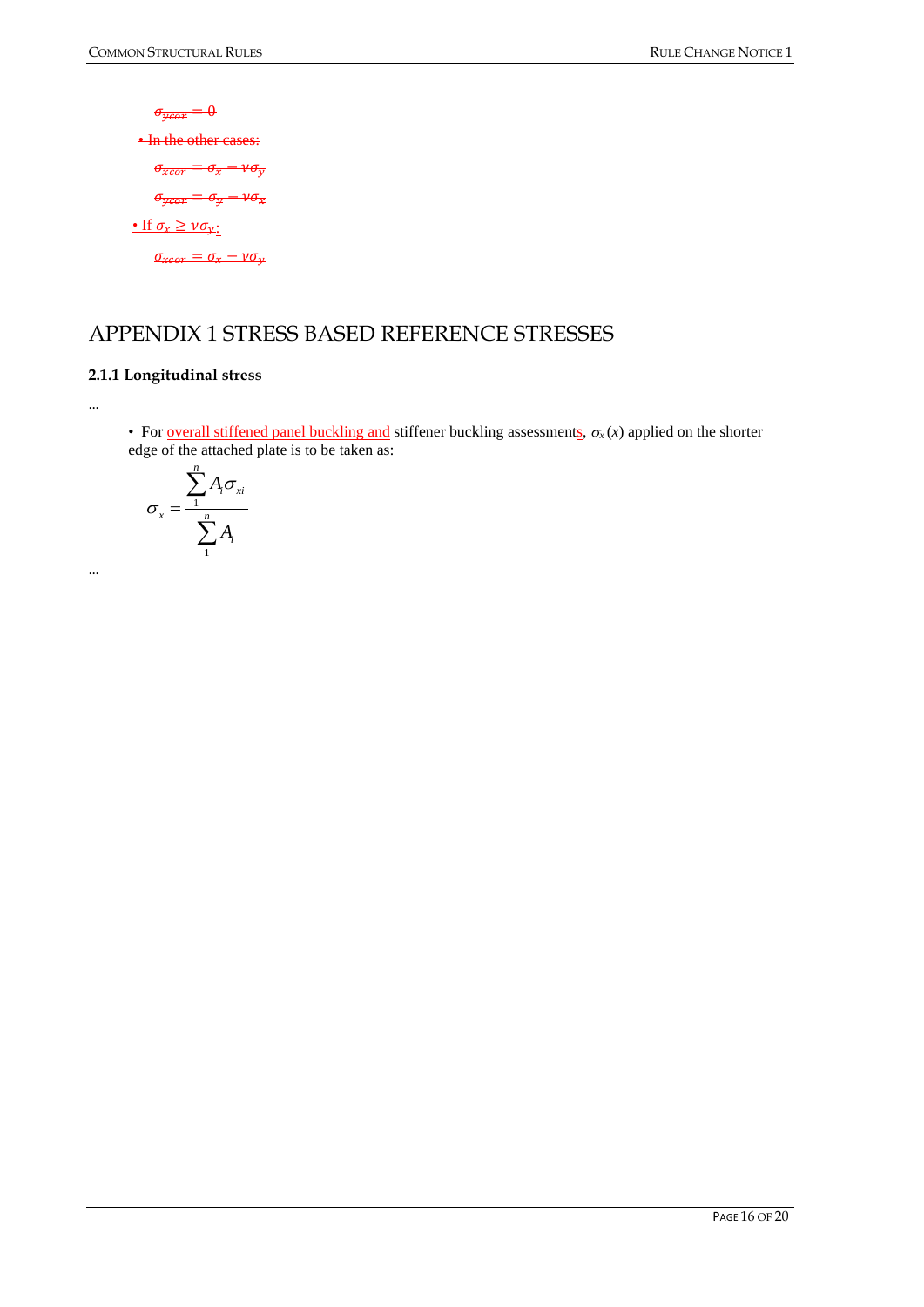$\sigma_{ycor} = 0$

• In the other cases:

$\sigma_{xcor} = \sigma_x - \nu\sigma_y$

$\sigma_{ycor} = \sigma_y - \nu\sigma_x$

• If $\sigma_x \geq \nu\sigma_y$:

$\sigma_{xcor} = \sigma_x - \nu\sigma_y$

# APPENDIX 1 STRESS BASED REFERENCE STRESSES

### 2.1.1 Longitudinal stress

...

- For overall stiffened panel buckling and stiffener buckling assessments, $\sigma_x(x)$ applied on the shorter edge of the attached plate is to be taken as:

$$\sigma_x = \frac{\sum_{1}^{n} A_i \sigma_{xi}}{\sum_{1}^{n} A_i}$$

...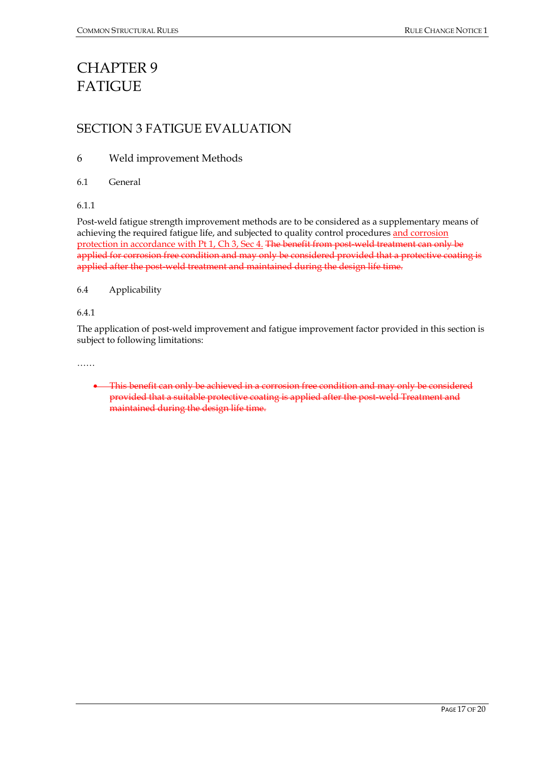# CHAPTER 9
# FATIGUE

## SECTION 3 FATIGUE EVALUATION

### 6 Weld improvement Methods

#### 6.1 General

6.1.1

Post-weld fatigue strength improvement methods are to be considered as a supplementary means of achieving the required fatigue life, and subjected to quality control procedures <u>and corrosion protection in accordance with Pt 1, Ch 3, Sec 4.</u> ~~The benefit from post-weld treatment can only be applied for corrosion free condition and may only be considered provided that a protective coating is applied after the post-weld treatment and maintained during the design life time.~~

#### 6.4 Applicability

6.4.1

The application of post-weld improvement and fatigue improvement factor provided in this section is subject to following limitations:

……

- ~~This benefit can only be achieved in a corrosion free condition and may only be considered provided that a suitable protective coating is applied after the post-weld Treatment and maintained during the design life time.~~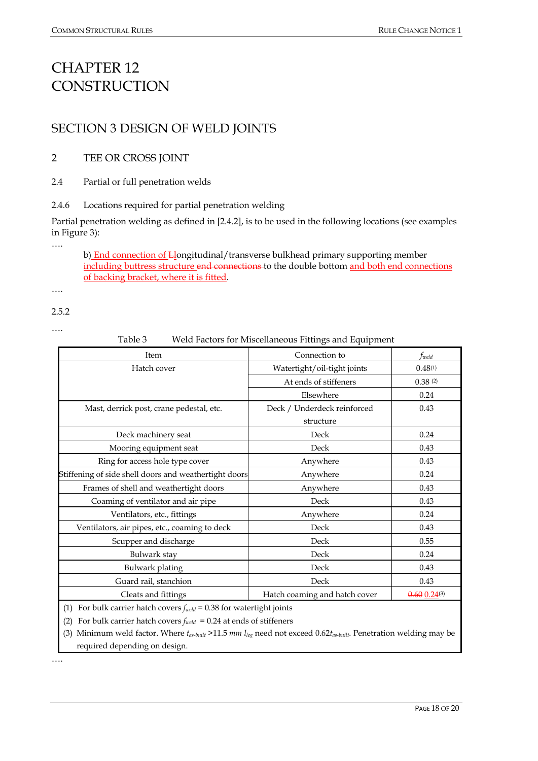# CHAPTER 12 CONSTRUCTION

## SECTION 3 DESIGN OF WELD JOINTS

### 2 TEE OR CROSS JOINT

#### 2.4 Partial or full penetration welds

##### 2.4.6 Locations required for partial penetration welding

Partial penetration welding as defined in [2.4.2], is to be used in the following locations (see examples in Figure 3):

….

b) End connection of ~~L~~longitudinal/transverse bulkhead primary supporting member including buttress structure ~~end connections~~ to the double bottom and both end connections of backing bracket, where it is fitted.

….

2.5.2

….

Table 3 Weld Factors for Miscellaneous Fittings and Equipment

| Item | Connection to | $f_{weld}$ |
|---|---|---|
| Hatch cover | Watertight/oil-tight joints | 0.48(1) |
| | At ends of stiffeners | 0.38 (2) |
| | Elsewhere | 0.24 |
| Mast, derrick post, crane pedestal, etc. | Deck / Underdeck reinforced structure | 0.43 |
| Deck machinery seat | Deck | 0.24 |
| Mooring equipment seat | Deck | 0.43 |
| Ring for access hole type cover | Anywhere | 0.43 |
| Stiffening of side shell doors and weathertight doors | Anywhere | 0.24 |
| Frames of shell and weathertight doors | Anywhere | 0.43 |
| Coaming of ventilator and air pipe | Deck | 0.43 |
| Ventilators, etc., fittings | Anywhere | 0.24 |
| Ventilators, air pipes, etc., coaming to deck | Deck | 0.43 |
| Scupper and discharge | Deck | 0.55 |
| Bulwark stay | Deck | 0.24 |
| Bulwark plating | Deck | 0.43 |
| Guard rail, stanchion | Deck | 0.43 |
| Cleats and fittings | Hatch coaming and hatch cover | ~~0.60~~ 0.24(3) |

(1) For bulk carrier hatch covers $f_{weld}$ = 0.38 for watertight joints

(2) For bulk carrier hatch covers $f_{weld}$ = 0.24 at ends of stiffeners

(3) Minimum weld factor. Where $t_{as\text{-}built}$ >11.5 *mm* $l_{leg}$ need not exceed $0.62t_{as\text{-}built}$. Penetration welding may be required depending on design.

….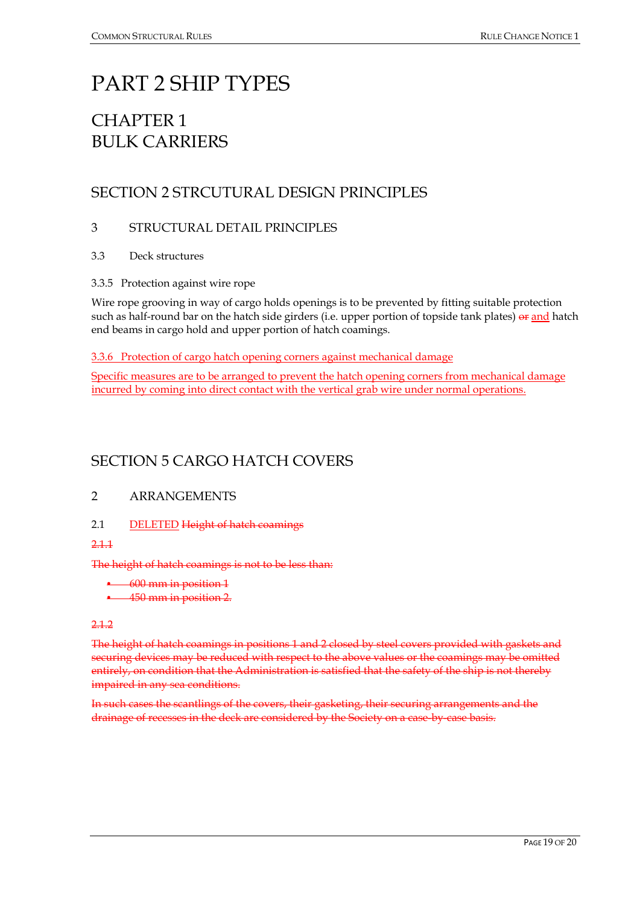# PART 2 SHIP TYPES

## CHAPTER 1
## BULK CARRIERS

## SECTION 2 STRCUTURAL DESIGN PRINCIPLES

### 3 STRUCTURAL DETAIL PRINCIPLES

#### 3.3 Deck structures

##### 3.3.5 Protection against wire rope

Wire rope grooving in way of cargo holds openings is to be prevented by fitting suitable protection such as half-round bar on the hatch side girders (i.e. upper portion of topside tank plates) ~~or~~ <u>and</u> hatch end beams in cargo hold and upper portion of hatch coamings.

<u>3.3.6 Protection of cargo hatch opening corners against mechanical damage</u>

<u>Specific measures are to be arranged to prevent the hatch opening corners from mechanical damage incurred by coming into direct contact with the vertical grab wire under normal operations.</u>

## SECTION 5 CARGO HATCH COVERS

### 2 ARRANGEMENTS

#### 2.1 <u>DELETED</u> ~~Height of hatch coamings~~

~~2.1.1~~

~~The height of hatch coamings is not to be less than:~~

- ~~600 mm in position 1~~
- ~~450 mm in position 2.~~

~~2.1.2~~

~~The height of hatch coamings in positions 1 and 2 closed by steel covers provided with gaskets and securing devices may be reduced with respect to the above values or the coamings may be omitted entirely, on condition that the Administration is satisfied that the safety of the ship is not thereby impaired in any sea conditions.~~

~~In such cases the scantlings of the covers, their gasketing, their securing arrangements and the drainage of recesses in the deck are considered by the Society on a case-by-case basis.~~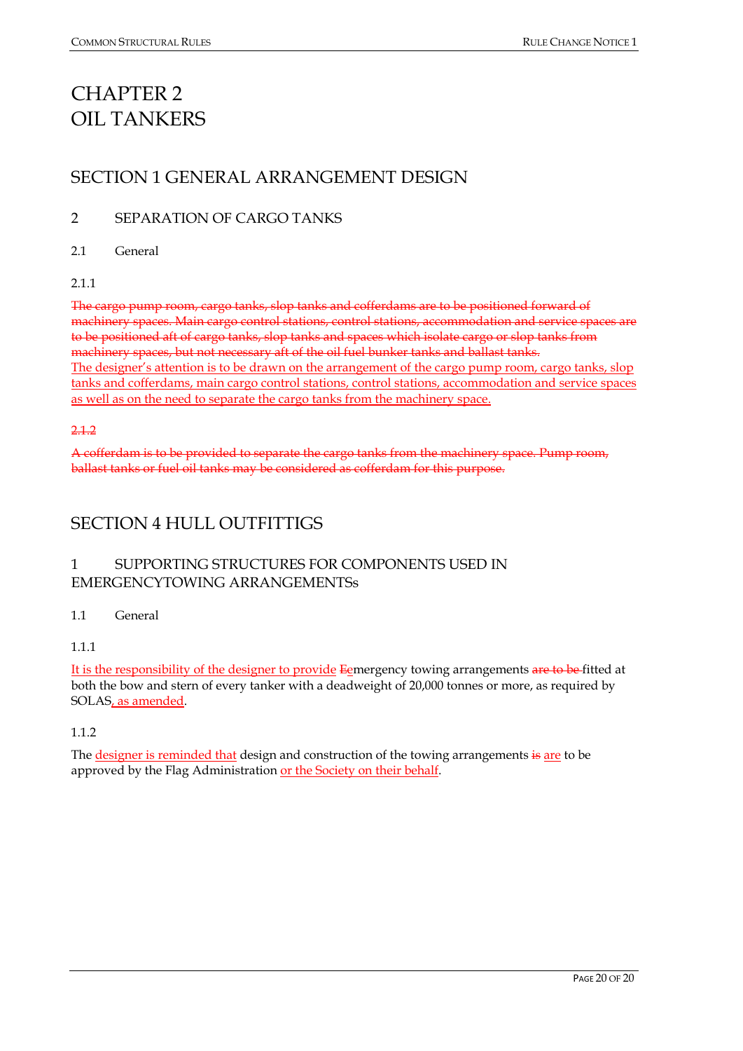# CHAPTER 2 OIL TANKERS

## SECTION 1 GENERAL ARRANGEMENT DESIGN

### 2 SEPARATION OF CARGO TANKS

#### 2.1 General

2.1.1

~~The cargo pump room, cargo tanks, slop tanks and cofferdams are to be positioned forward of machinery spaces. Main cargo control stations, control stations, accommodation and service spaces are to be positioned aft of cargo tanks, slop tanks and spaces which isolate cargo or slop tanks from machinery spaces, but not necessary aft of the oil fuel bunker tanks and ballast tanks.~~
The designer's attention is to be drawn on the arrangement of the cargo pump room, cargo tanks, slop tanks and cofferdams, main cargo control stations, control stations, accommodation and service spaces as well as on the need to separate the cargo tanks from the machinery space.

~~2.1.2~~

~~A cofferdam is to be provided to separate the cargo tanks from the machinery space. Pump room, ballast tanks or fuel oil tanks may be considered as cofferdam for this purpose.~~

## SECTION 4 HULL OUTFITTIGS

### 1 SUPPORTING STRUCTURES FOR COMPONENTS USED IN EMERGENCYTOWING ARRANGEMENTSs

#### 1.1 General

1.1.1

It is the responsibility of the designer to provide ~~E~~emergency towing arrangements ~~are to be~~ fitted at both the bow and stern of every tanker with a deadweight of 20,000 tonnes or more, as required by SOLAS, as amended.

1.1.2

The designer is reminded that design and construction of the towing arrangements ~~is~~ are to be approved by the Flag Administration or the Society on their behalf.